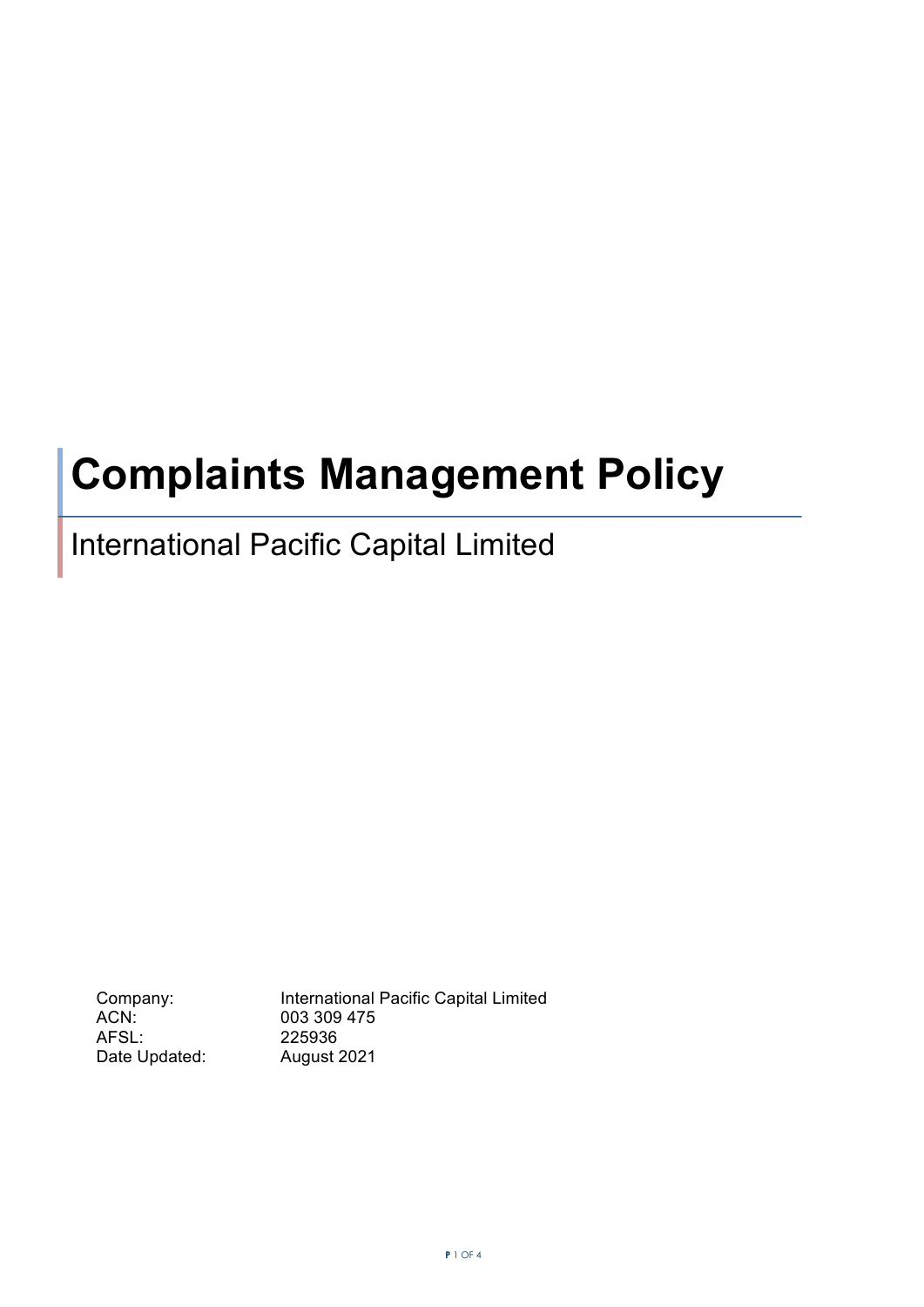# Complaints Management Policy

## International Pacific Capital Limited

| | |
|---|---|
| Company: | International Pacific Capital Limited |
| ACN: | 003 309 475 |
| AFSL: | 225936 |
| Date Updated: | August 2021 |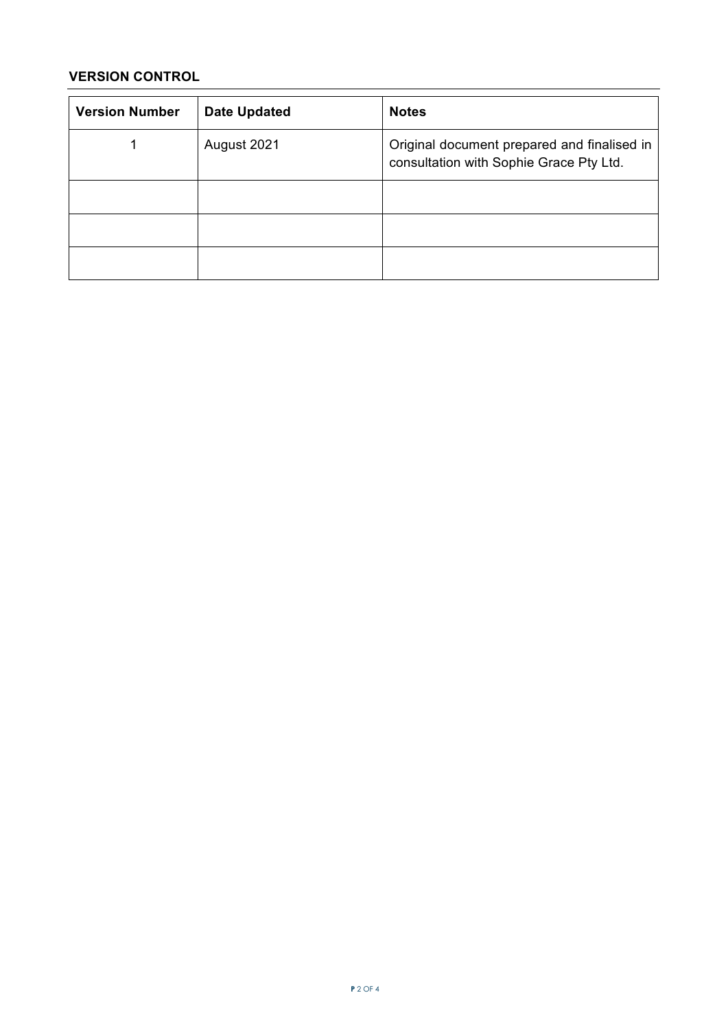**VERSION CONTROL**

| Version Number | Date Updated | Notes |
|---|---|---|
| 1 | August 2021 | Original document prepared and finalised in consultation with Sophie Grace Pty Ltd. |
| | | |
| | | |
| | | |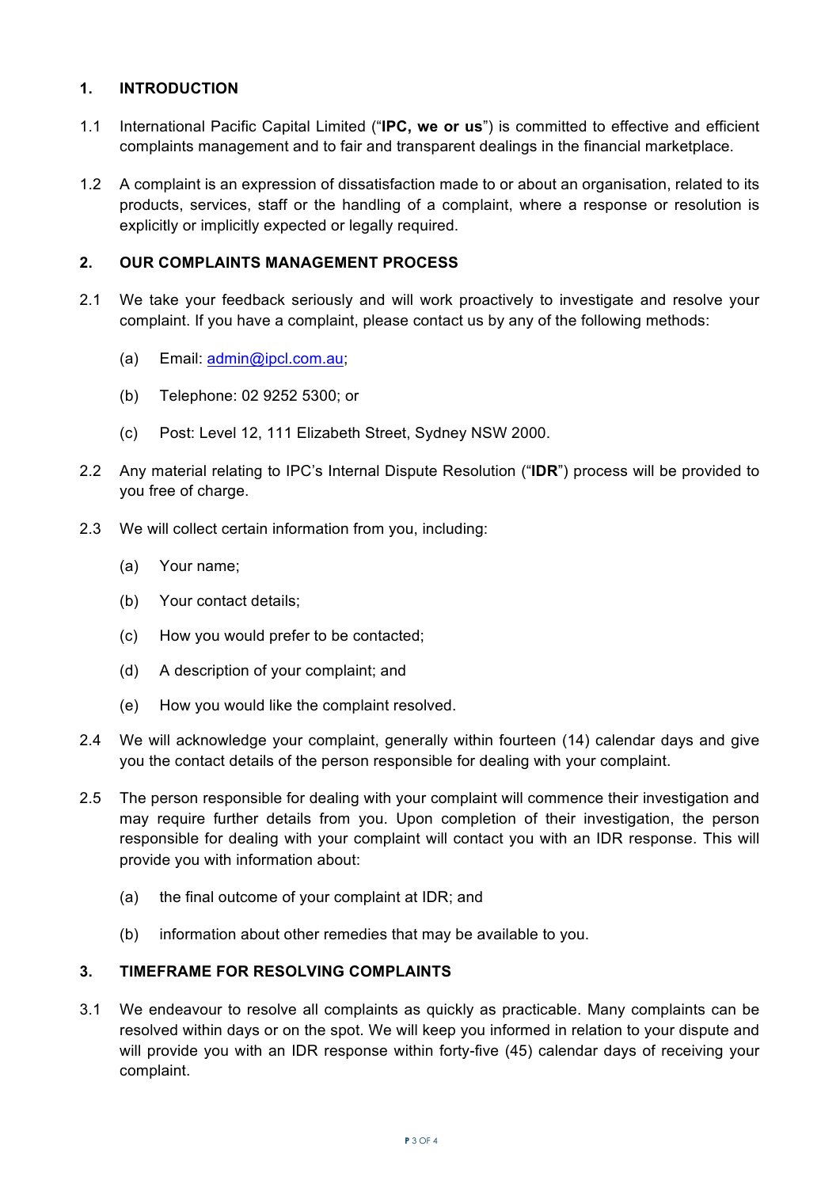## 1. INTRODUCTION

1.1 International Pacific Capital Limited ("**IPC, we or us**") is committed to effective and efficient complaints management and to fair and transparent dealings in the financial marketplace.

1.2 A complaint is an expression of dissatisfaction made to or about an organisation, related to its products, services, staff or the handling of a complaint, where a response or resolution is explicitly or implicitly expected or legally required.

## 2. OUR COMPLAINTS MANAGEMENT PROCESS

2.1 We take your feedback seriously and will work proactively to investigate and resolve your complaint. If you have a complaint, please contact us by any of the following methods:

- (a) Email: admin@ipcl.com.au;
- (b) Telephone: 02 9252 5300; or
- (c) Post: Level 12, 111 Elizabeth Street, Sydney NSW 2000.

2.2 Any material relating to IPC's Internal Dispute Resolution ("**IDR**") process will be provided to you free of charge.

2.3 We will collect certain information from you, including:

- (a) Your name;
- (b) Your contact details;
- (c) How you would prefer to be contacted;
- (d) A description of your complaint; and
- (e) How you would like the complaint resolved.

2.4 We will acknowledge your complaint, generally within fourteen (14) calendar days and give you the contact details of the person responsible for dealing with your complaint.

2.5 The person responsible for dealing with your complaint will commence their investigation and may require further details from you. Upon completion of their investigation, the person responsible for dealing with your complaint will contact you with an IDR response. This will provide you with information about:

- (a) the final outcome of your complaint at IDR; and
- (b) information about other remedies that may be available to you.

## 3. TIMEFRAME FOR RESOLVING COMPLAINTS

3.1 We endeavour to resolve all complaints as quickly as practicable. Many complaints can be resolved within days or on the spot. We will keep you informed in relation to your dispute and will provide you with an IDR response within forty-five (45) calendar days of receiving your complaint.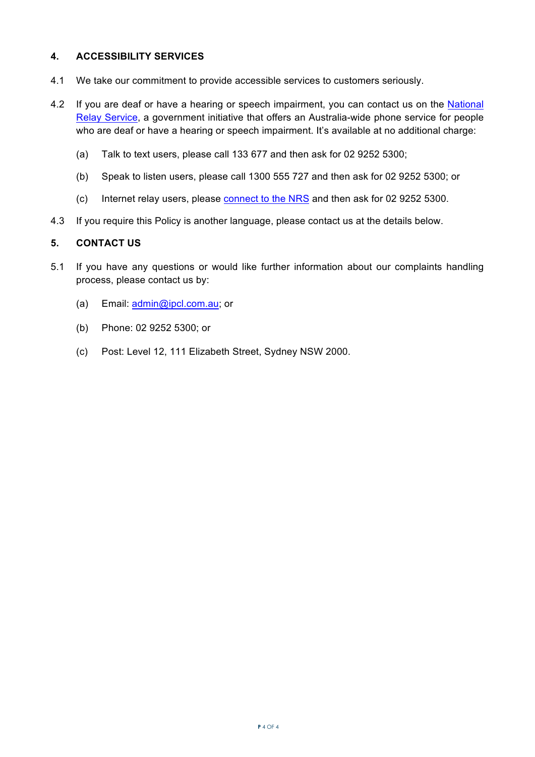## 4. ACCESSIBILITY SERVICES

4.1 We take our commitment to provide accessible services to customers seriously.

4.2 If you are deaf or have a hearing or speech impairment, you can contact us on the National Relay Service, a government initiative that offers an Australia-wide phone service for people who are deaf or have a hearing or speech impairment. It's available at no additional charge:

(a) Talk to text users, please call 133 677 and then ask for 02 9252 5300;

(b) Speak to listen users, please call 1300 555 727 and then ask for 02 9252 5300; or

(c) Internet relay users, please connect to the NRS and then ask for 02 9252 5300.

4.3 If you require this Policy is another language, please contact us at the details below.

## 5. CONTACT US

5.1 If you have any questions or would like further information about our complaints handling process, please contact us by:

(a) Email: admin@ipcl.com.au; or

(b) Phone: 02 9252 5300; or

(c) Post: Level 12, 111 Elizabeth Street, Sydney NSW 2000.